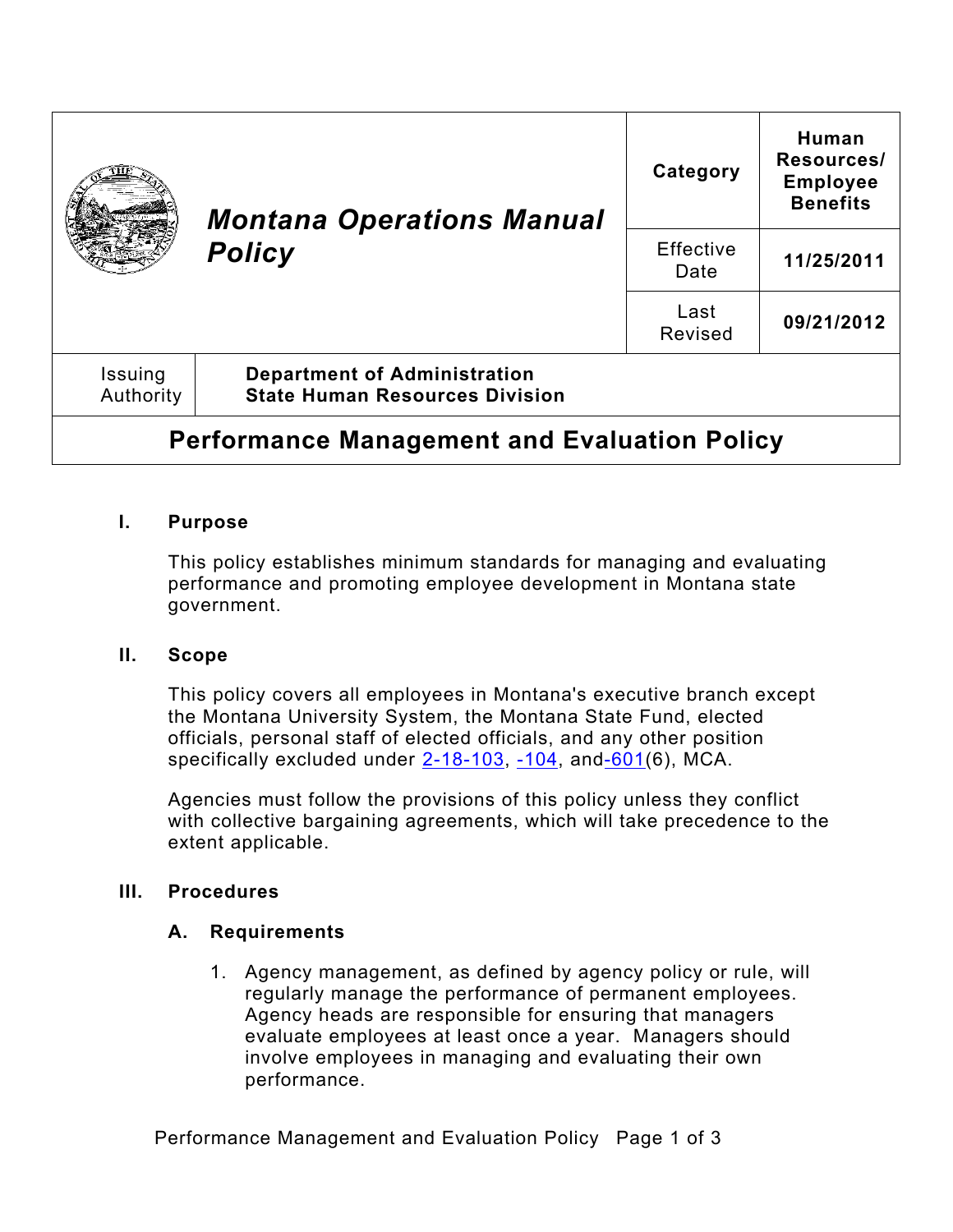| Montana Operations Manual Policy | Category | Human Resources/ Employee Benefits |
| --- | --- | --- |
| | Effective Date | 11/25/2011 |
| | Last Revised | 09/21/2012 |

| Issuing Authority | Department of Administration State Human Resources Division |
| --- | --- |

# Performance Management and Evaluation Policy

## I. Purpose

This policy establishes minimum standards for managing and evaluating performance and promoting employee development in Montana state government.

## II. Scope

This policy covers all employees in Montana's executive branch except the Montana University System, the Montana State Fund, elected officials, personal staff of elected officials, and any other position specifically excluded under 2-18-103, -104, and-601(6), MCA.

Agencies must follow the provisions of this policy unless they conflict with collective bargaining agreements, which will take precedence to the extent applicable.

## III. Procedures

### A. Requirements

1. Agency management, as defined by agency policy or rule, will regularly manage the performance of permanent employees. Agency heads are responsible for ensuring that managers evaluate employees at least once a year. Managers should involve employees in managing and evaluating their own performance.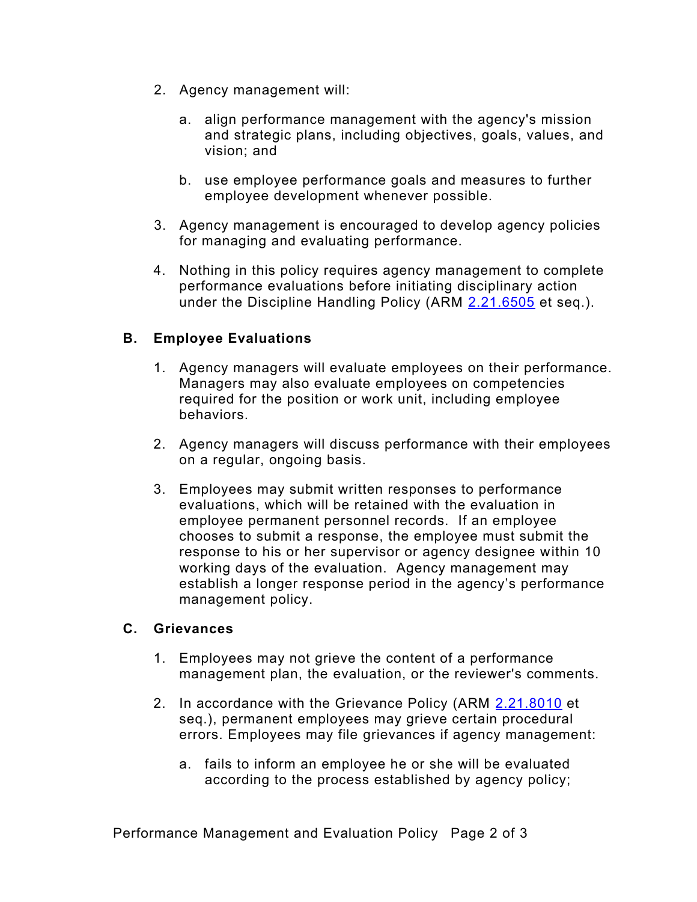2. Agency management will:

   a. align performance management with the agency's mission and strategic plans, including objectives, goals, values, and vision; and

   b. use employee performance goals and measures to further employee development whenever possible.

3. Agency management is encouraged to develop agency policies for managing and evaluating performance.

4. Nothing in this policy requires agency management to complete performance evaluations before initiating disciplinary action under the Discipline Handling Policy (ARM 2.21.6505 et seq.).

### B. Employee Evaluations

1. Agency managers will evaluate employees on their performance. Managers may also evaluate employees on competencies required for the position or work unit, including employee behaviors.

2. Agency managers will discuss performance with their employees on a regular, ongoing basis.

3. Employees may submit written responses to performance evaluations, which will be retained with the evaluation in employee permanent personnel records. If an employee chooses to submit a response, the employee must submit the response to his or her supervisor or agency designee within 10 working days of the evaluation. Agency management may establish a longer response period in the agency's performance management policy.

### C. Grievances

1. Employees may not grieve the content of a performance management plan, the evaluation, or the reviewer's comments.

2. In accordance with the Grievance Policy (ARM 2.21.8010 et seq.), permanent employees may grieve certain procedural errors. Employees may file grievances if agency management:

   a. fails to inform an employee he or she will be evaluated according to the process established by agency policy;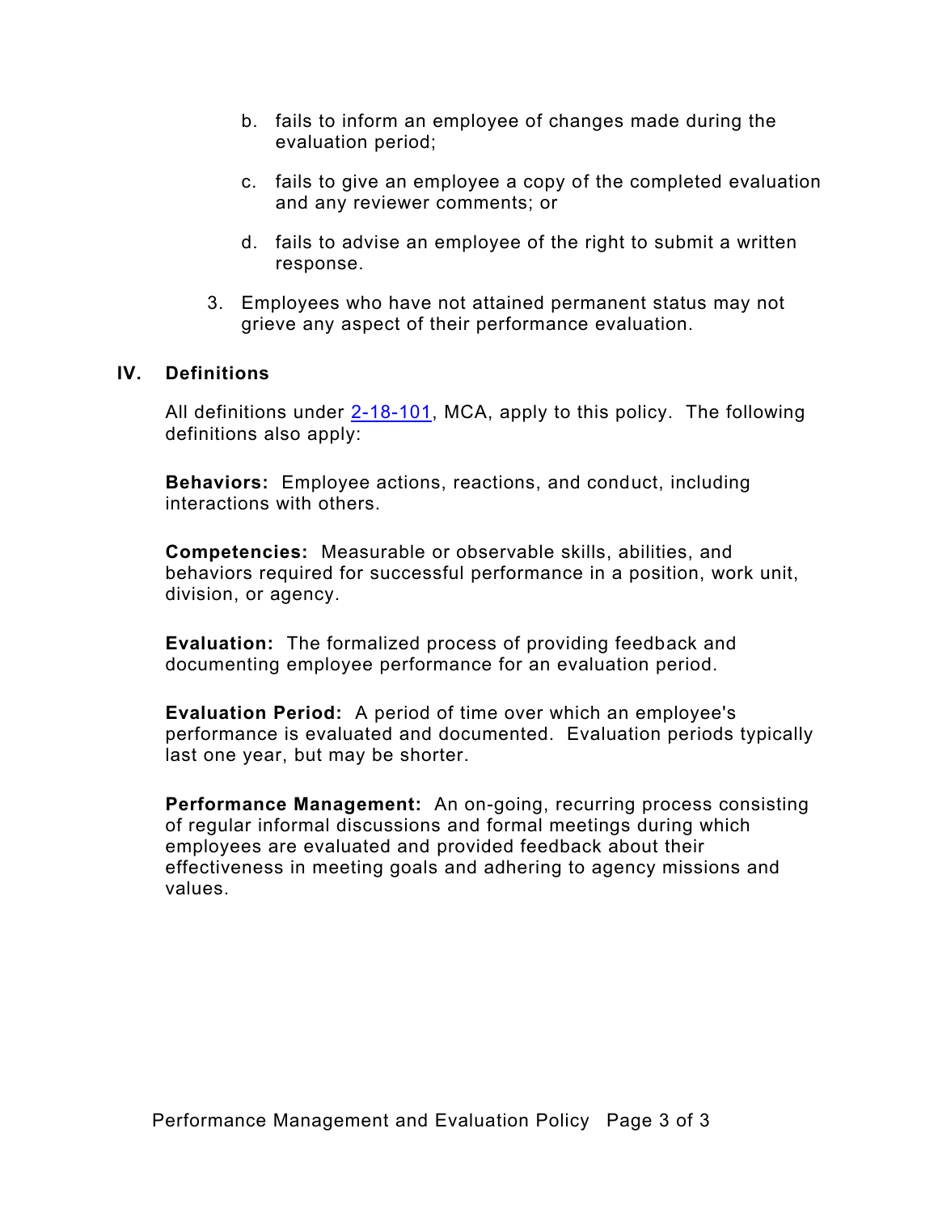b. fails to inform an employee of changes made during the evaluation period;

   c. fails to give an employee a copy of the completed evaluation and any reviewer comments; or

   d. fails to advise an employee of the right to submit a written response.

3. Employees who have not attained permanent status may not grieve any aspect of their performance evaluation.

## IV. Definitions

All definitions under 2-18-101, MCA, apply to this policy. The following definitions also apply:

**Behaviors:** Employee actions, reactions, and conduct, including interactions with others.

**Competencies:** Measurable or observable skills, abilities, and behaviors required for successful performance in a position, work unit, division, or agency.

**Evaluation:** The formalized process of providing feedback and documenting employee performance for an evaluation period.

**Evaluation Period:** A period of time over which an employee's performance is evaluated and documented. Evaluation periods typically last one year, but may be shorter.

**Performance Management:** An on-going, recurring process consisting of regular informal discussions and formal meetings during which employees are evaluated and provided feedback about their effectiveness in meeting goals and adhering to agency missions and values.